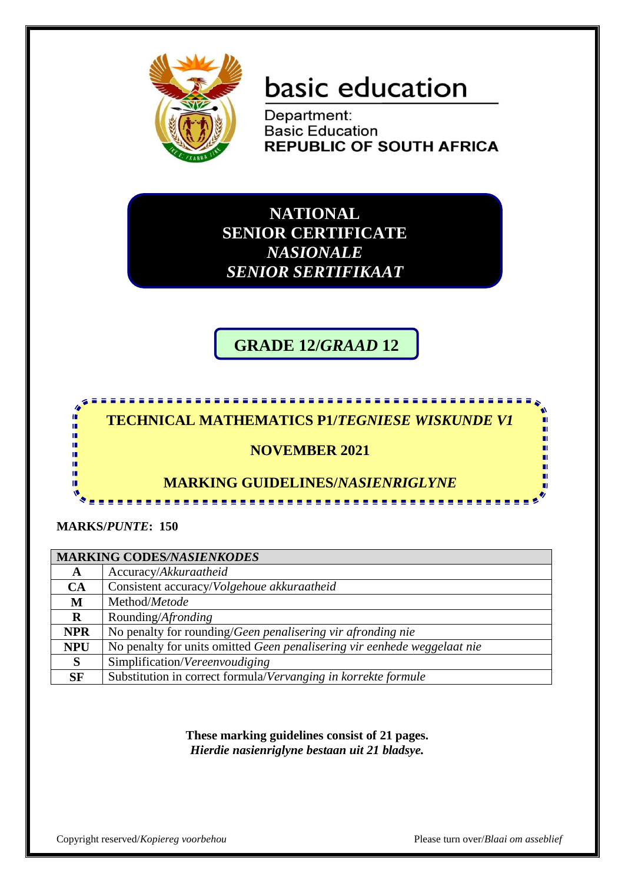basic education

Department:
Basic Education
**REPUBLIC OF SOUTH AFRICA**

# NATIONAL SENIOR CERTIFICATE
# *NASIONALE SENIOR SERTIFIKAAT*

## GRADE 12/*GRAAD* 12

## TECHNICAL MATHEMATICS P1/*TEGNIESE WISKUNDE V1*

## NOVEMBER 2021

## MARKING GUIDELINES/*NASIENRIGLYNE*

**MARKS/*PUNTE*: 150**

| MARKING CODES/*NASIENKODES* | |
|---|---|
| **A** | Accuracy/*Akkuraatheid* |
| **CA** | Consistent accuracy/*Volgehoue akkuraatheid* |
| **M** | Method/*Metode* |
| **R** | Rounding/*Afronding* |
| **NPR** | No penalty for rounding/*Geen penalisering vir afronding nie* |
| **NPU** | No penalty for units omitted *Geen penalisering vir eenhede weggelaat nie* |
| **S** | Simplification/*Vereenvoudiging* |
| **SF** | Substitution in correct formula/*Vervanging in korrekte formule* |

**These marking guidelines consist of 21 pages.**
***Hierdie nasienriglyne bestaan uit 21 bladsye.***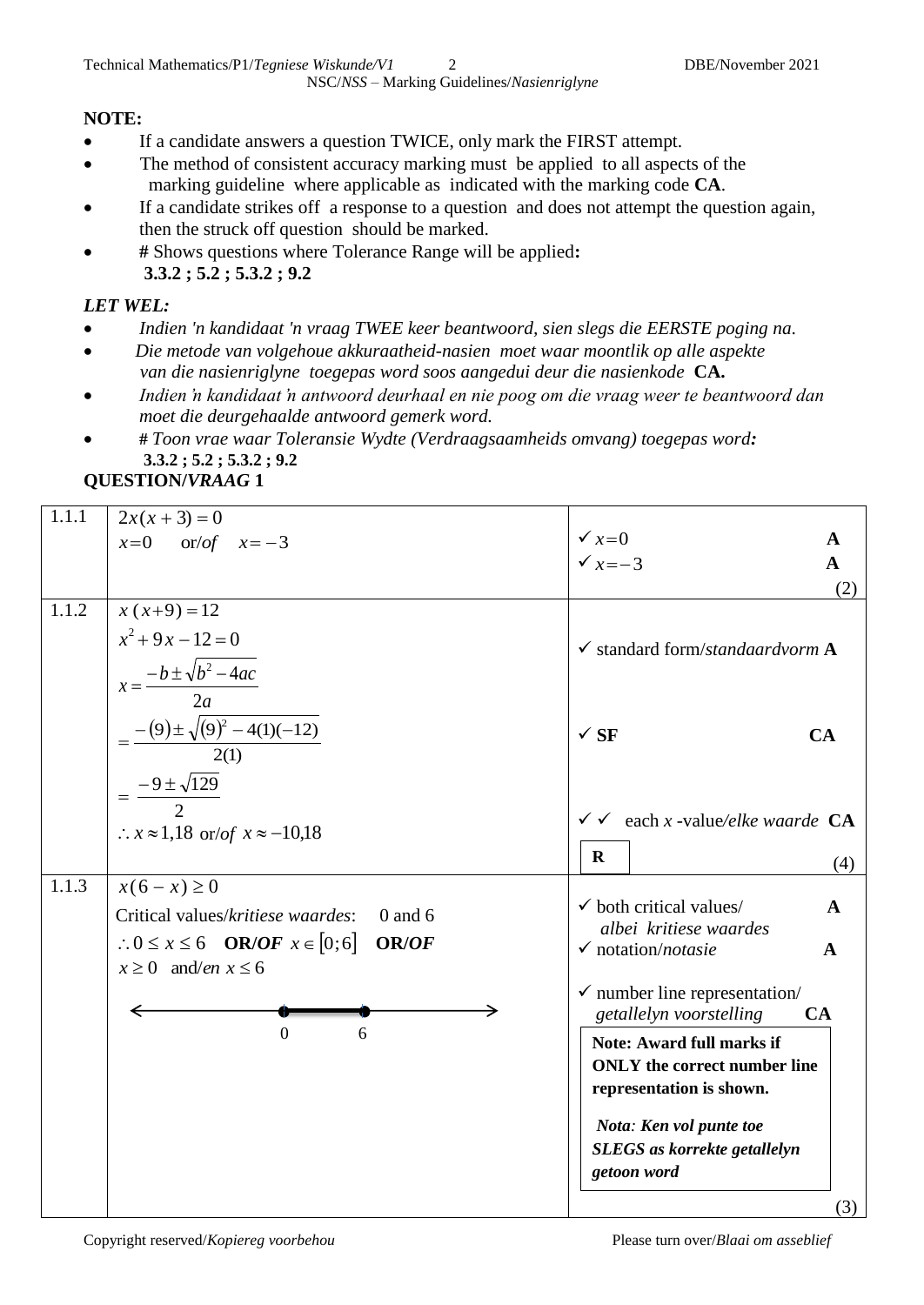**NOTE:**

- If a candidate answers a question TWICE, only mark the FIRST attempt.
- The method of consistent accuracy marking must be applied to all aspects of the marking guideline where applicable as indicated with the marking code **CA**.
- If a candidate strikes off a response to a question and does not attempt the question again, then the struck off question should be marked.
- **#** Shows questions where Tolerance Range will be applied**:** **3.3.2 ; 5.2 ; 5.3.2 ; 9.2**

***LET WEL:***

- *Indien 'n kandidaat 'n vraag TWEE keer beantwoord, sien slegs die EERSTE poging na.*
- *Die metode van volgehoue akkuraatheid-nasien moet waar moontlik op alle aspekte van die nasienriglyne toegepas word soos aangedui deur die nasienkode* **CA.**
- *Indien 'n kandidaat 'n antwoord deurhaal en nie poog om die vraag weer te beantwoord dan moet die deurgehaalde antwoord gemerk word.*
- **#** *Toon vrae waar Toleransie Wydte (Verdraagsaamheids omvang) toegepas word***:** **3.3.2 ; 5.2 ; 5.3.2 ; 9.2**

**QUESTION/*VRAAG* 1**

| | | |
|---|---|---|
| 1.1.1 | $2x(x+3)=0$<br>$x=0$ or/*of* $x=-3$ | ✓ $x=0$ **A**<br>✓ $x=-3$ **A**<br>(2) |
| 1.1.2 | $x(x+9)=12$<br>$x^2+9x-12=0$<br>$x=\frac{-b\pm\sqrt{b^2-4ac}}{2a}$<br>$=\frac{-(9)\pm\sqrt{(9)^2-4(1)(-12)}}{2(1)}$<br>$=\frac{-9\pm\sqrt{129}}{2}$<br>$\therefore x\approx 1{,}18$ or/*of* $x\approx -10{,}18$ | ✓ standard form/*standaardvorm* **A**<br>✓ **SF** **CA**<br>✓✓ each $x$ -value/*elke waarde* **CA**<br>**R**<br>(4) |
| 1.1.3 | $x(6-x)\geq 0$<br>Critical values/*kritiese waardes*: 0 and 6<br>$\therefore 0\leq x\leq 6$ **OR/*OF*** $x\in[0;6]$ **OR/*OF***<br>$x\geq 0$ and/*en* $x\leq 6$<br>[number line with closed dots at 0 and 6, shaded between]<br>0 6 | ✓ both critical values/ *albei kritiese waardes* **A**<br>✓ notation/*notasie* **A**<br>✓ number line representation/ *getallelyn voorstelling* **CA**<br>**Note: Award full marks if ONLY the correct number line representation is shown.**<br>***Nota**: **Ken vol punte toe SLEGS as korrekte getallelyn getoon word*****<br>(3) |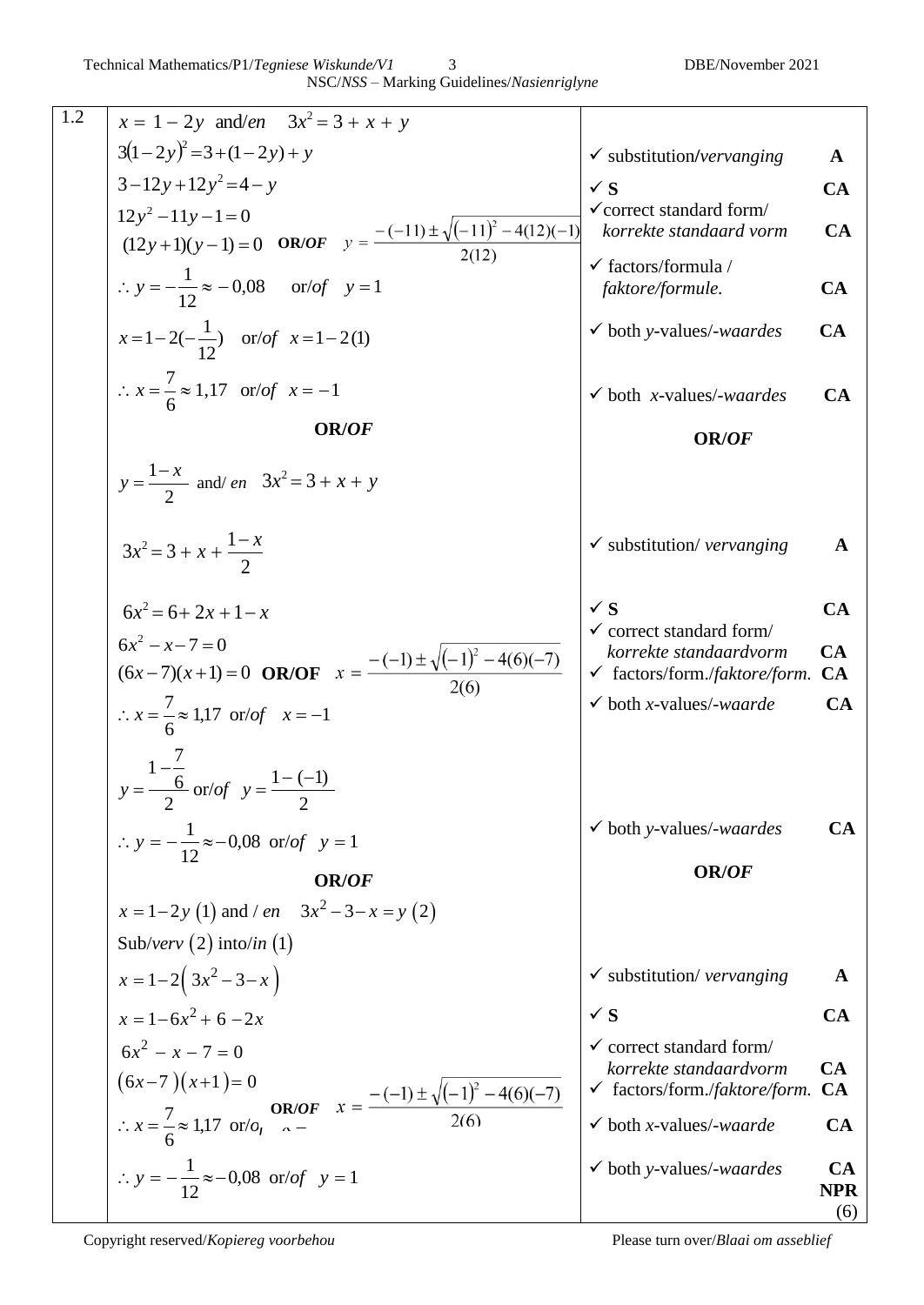| | | |
|---|---|---|
| 1.2 | $x = 1 - 2y$ and/*en* $3x^2 = 3 + x + y$ | |
| | $3(1-2y)^2 = 3 + (1-2y) + y$ | ✓ substitution/*vervanging* **A** |
| | $3 - 12y + 12y^2 = 4 - y$ | ✓ **S** **CA** |
| | $12y^2 - 11y - 1 = 0$ | ✓correct standard form/ *korrekte standaard vorm* **CA** |
| | $(12y+1)(y-1) = 0$ **OR/*OF*** $y = \dfrac{-(-11) \pm \sqrt{(-11)^2 - 4(12)(-1)}}{2(12)}$ | ✓ factors/formula / *faktore/formule.* **CA** |
| | $\therefore y = -\dfrac{1}{12} \approx -0{,}08$ or/*of* $y = 1$ | ✓ both *y*-values/-*waardes* **CA** |
| | $x = 1 - 2(-\dfrac{1}{12})$ or/*of* $x = 1 - 2(1)$ | |
| | $\therefore x = \dfrac{7}{6} \approx 1{,}17$ or/*of* $x = -1$ | ✓ both *x*-values/-*waardes* **CA** |
| | **OR/*OF*** | **OR/*OF*** |
| | $y = \dfrac{1-x}{2}$ and/ *en* $3x^2 = 3 + x + y$ | |
| | $3x^2 = 3 + x + \dfrac{1-x}{2}$ | ✓ substitution/ *vervanging* **A** |
| | $6x^2 = 6 + 2x + 1 - x$ | ✓ **S** **CA** |
| | $6x^2 - x - 7 = 0$ | ✓ correct standard form/ *korrekte standaardvorm* **CA** |
| | $(6x-7)(x+1) = 0$ **OR/OF** $x = \dfrac{-(-1) \pm \sqrt{(-1)^2 - 4(6)(-7)}}{2(6)}$ | ✓ factors/form./*faktore/form.* **CA** |
| | $\therefore x = \dfrac{7}{6} \approx 1{,}17$ or/*of* $x = -1$ | ✓ both *x*-values/-*waarde* **CA** |
| | $y = \dfrac{1 - \frac{7}{6}}{2}$ or/*of* $y = \dfrac{1-(-1)}{2}$ | |
| | $\therefore y = -\dfrac{1}{12} \approx -0{,}08$ or/*of* $y = 1$ | ✓ both *y*-values/-*waardes* **CA** |
| | **OR/*OF*** | **OR/*OF*** |
| | $x = 1 - 2y \ (1)$ and / *en* $3x^2 - 3 - x = y \ (2)$ | |
| | Sub/*verv* $(2)$ into/*in* $(1)$ | |
| | $x = 1 - 2(3x^2 - 3 - x)$ | ✓ substitution/ *vervanging* **A** |
| | $x = 1 - 6x^2 + 6 - 2x$ | ✓ **S** **CA** |
| | $6x^2 - x - 7 = 0$ | ✓ correct standard form/ *korrekte standaardvorm* **CA** |
| | $(6x-7)(x+1) = 0$ **OR/OF** $x = \dfrac{-(-1) \pm \sqrt{(-1)^2 - 4(6)(-7)}}{2(6)}$ | ✓ factors/form./*faktore/form.* **CA** |
| | $\therefore x = \dfrac{7}{6} \approx 1{,}17$ or/*of* $x = -1$ | ✓ both *x*-values/-*waarde* **CA** |
| | $\therefore y = -\dfrac{1}{12} \approx -0{,}08$ or/*of* $y = 1$ | ✓ both *y*-values/-*waardes* **CA** **NPR** (6) |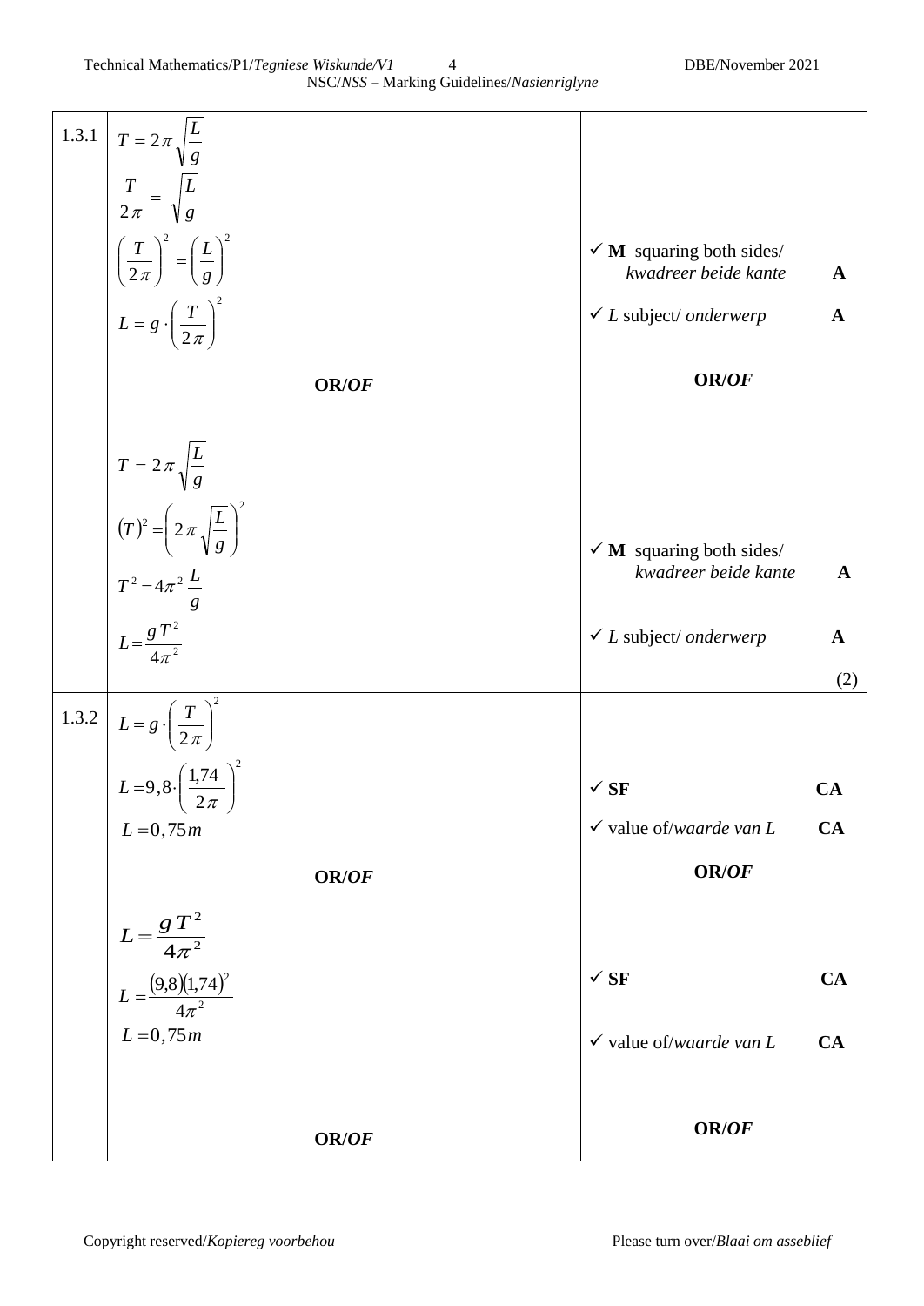| | | |
|---|---|---|
| 1.3.1 | $T = 2\pi\sqrt{\frac{L}{g}}$<br>$\frac{T}{2\pi} = \sqrt{\frac{L}{g}}$<br>$\left(\frac{T}{2\pi}\right)^2 = \left(\frac{L}{g}\right)^2$<br>$L = g \cdot \left(\frac{T}{2\pi}\right)^2$ | ✓ **M** squaring both sides/ *kwadreer beide kante* **A**<br>✓ $L$ subject/ *onderwerp* **A** |
| | **OR/*OF*** | **OR/*OF*** |
| | $T = 2\pi\sqrt{\frac{L}{g}}$<br>$(T)^2 = \left(2\pi\sqrt{\frac{L}{g}}\right)^2$<br>$T^2 = 4\pi^2 \frac{L}{g}$<br>$L = \frac{gT^2}{4\pi^2}$ | ✓ **M** squaring both sides/ *kwadreer beide kante* **A**<br>✓ $L$ subject/ *onderwerp* **A**<br>(2) |
| 1.3.2 | $L = g \cdot \left(\frac{T}{2\pi}\right)^2$<br>$L = 9{,}8 \cdot \left(\frac{1{,}74}{2\pi}\right)^2$<br>$L = 0{,}75m$ | ✓ **SF** **CA**<br>✓ value of/*waarde van L* **CA** |
| | **OR/*OF*** | **OR/*OF*** |
| | $L = \frac{gT^2}{4\pi^2}$<br>$L = \frac{(9{,}8)(1{,}74)^2}{4\pi^2}$<br>$L = 0{,}75m$ | ✓ **SF** **CA**<br>✓ value of/*waarde van L* **CA** |
| | **OR/*OF*** | **OR/*OF*** |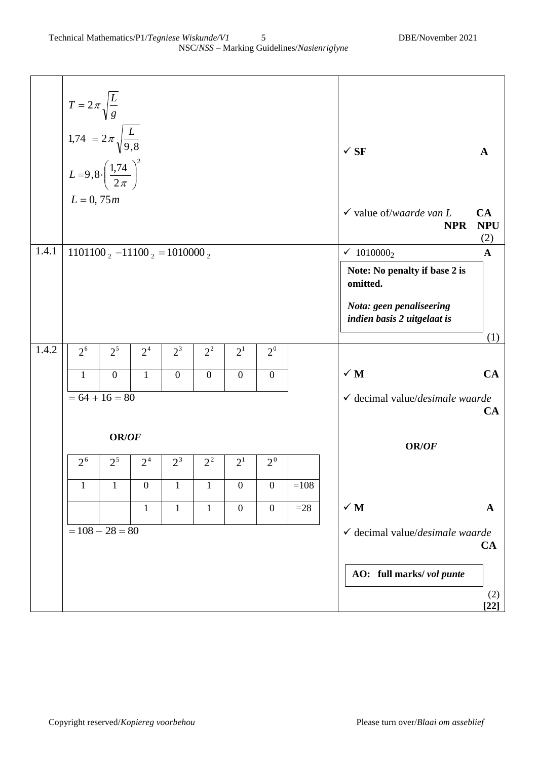| | | |
|---|---|---|
| | $T = 2\pi\sqrt{\frac{L}{g}}$<br>$1,74 = 2\pi\sqrt{\frac{L}{9,8}}$<br>$L = 9,8 \cdot \left(\frac{1,74}{2\pi}\right)^2$<br>$L = 0,75m$ | ✓ **SF** **A**<br><br>✓ value of/*waarde van L* **CA**<br>**NPR NPU**<br>(2) |
| 1.4.1 | $1101100_2 - 11100_2 = 1010000_2$ | ✓ $1010000_2$ **A**<br>**Note: No penalty if base 2 is omitted.**<br>***Nota: geen penaliseering indien basis 2 uitgelaat is***<br>(1) |
| 1.4.2 | $2^6$ \| $2^5$ \| $2^4$ \| $2^3$ \| $2^2$ \| $2^1$ \| $2^0$<br>1 \| 0 \| 1 \| 0 \| 0 \| 0 \| 0<br>$= 64 + 16 = 80$<br><br>**OR/*OF***<br><br>$2^6$ \| $2^5$ \| $2^4$ \| $2^3$ \| $2^2$ \| $2^1$ \| $2^0$ \|<br>1 \| 1 \| 0 \| 1 \| 1 \| 0 \| 0 \| =108<br>\| \| 1 \| 1 \| 1 \| 0 \| 0 \| =28<br>$= 108 - 28 = 80$ | ✓ **M** **CA**<br>✓ decimal value/*desimale waarde* **CA**<br><br>**OR/*OF***<br><br>✓ **M** **A**<br>✓ decimal value/*desimale waarde* **CA**<br><br>**AO: full marks/ *vol punte***<br>(2)<br>**[22]** |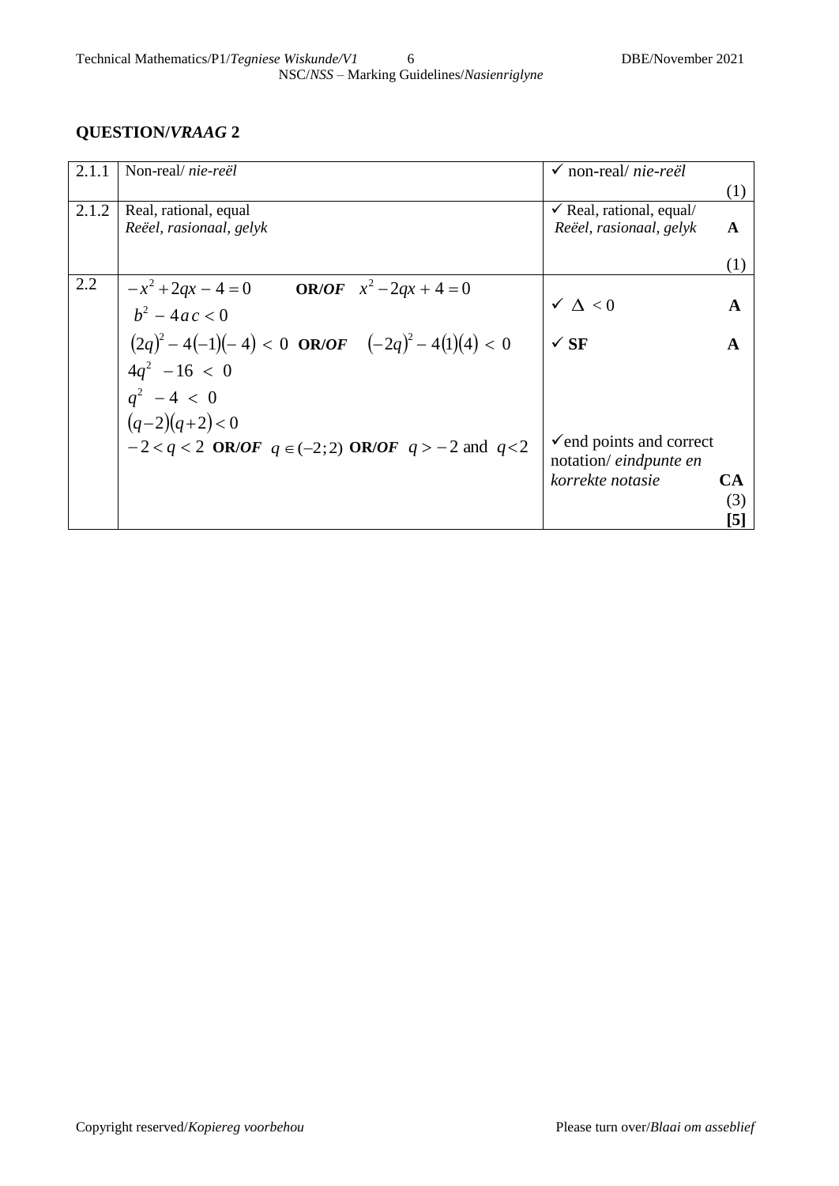**QUESTION/*VRAAG* 2**

| | | | |
|---|---|---|---|
| 2.1.1 | Non-real/ *nie-reël* | ✓ non-real/ *nie-reël* | (1) |
| 2.1.2 | Real, rational, equal<br>*Reëel, rasionaal, gelyk* | ✓ Real, rational, equal/<br>*Reëel, rasionaal, gelyk* **A** | (1) |
| 2.2 | $-x^2 + 2qx - 4 = 0$ **OR/*OF*** $x^2 - 2qx + 4 = 0$<br>$b^2 - 4ac < 0$<br>$(2q)^2 - 4(-1)(-4) < 0$ **OR/*OF*** $(-2q)^2 - 4(1)(4) < 0$<br>$4q^2 - 16 < 0$<br>$q^2 - 4 < 0$<br>$(q-2)(q+2) < 0$<br>$-2 < q < 2$ **OR/*OF*** $q \in (-2;2)$ **OR/*OF*** $q > -2$ and $q < 2$ | ✓ $\Delta < 0$ **A**<br>✓ **SF** **A**<br>✓end points and correct notation/ *eindpunte en korrekte notasie* **CA** | (3)<br>**[5]** |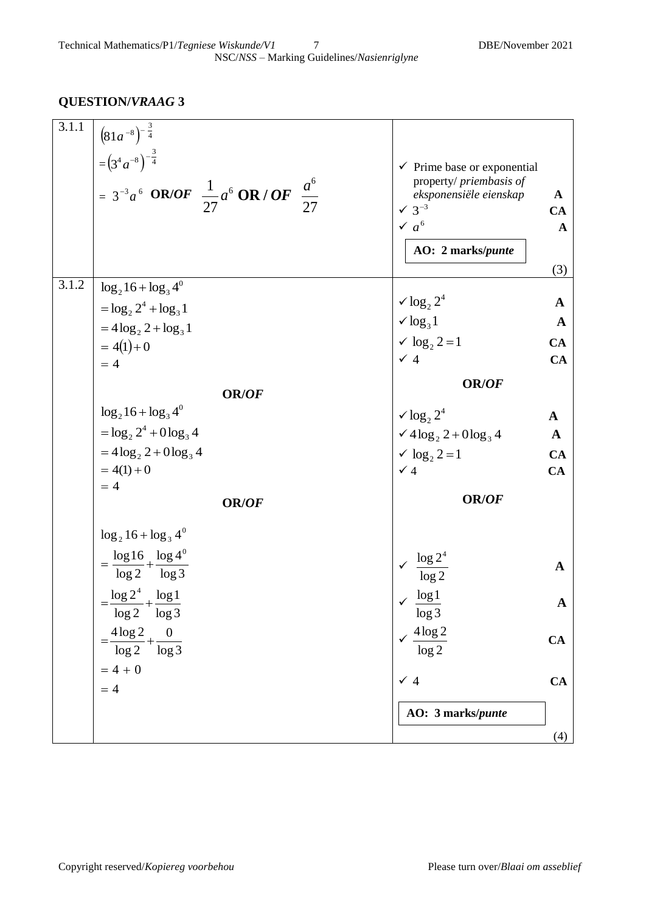## QUESTION/*VRAAG* 3

| | | |
|---|---|---|
| 3.1.1 | $\left(81a^{-8}\right)^{-\frac{3}{4}}$<br>$=\left(3^4a^{-8}\right)^{-\frac{3}{4}}$<br>$=3^{-3}a^6$ **OR/*OF*** $\frac{1}{27}a^6$ **OR / *OF*** $\frac{a^6}{27}$ | ✓ Prime base or exponential property/ *priembasis of eksponensiële eienskap* **A**<br>✓ $3^{-3}$ **CA**<br>✓ $a^6$ **A**<br>**AO: 2 marks/*punte***<br>(3) |
| 3.1.2 | $\log_2 16+\log_3 4^0$<br>$=\log_2 2^4+\log_3 1$<br>$=4\log_2 2+\log_3 1$<br>$=4(1)+0$<br>$=4$ | ✓ $\log_2 2^4$ **A**<br>✓ $\log_3 1$ **A**<br>✓ $\log_2 2=1$ **CA**<br>✓ $4$ **CA** |
| | **OR/*OF*** | **OR/*OF*** |
| | $\log_2 16+\log_3 4^0$<br>$=\log_2 2^4+0\log_3 4$<br>$=4\log_2 2+0\log_3 4$<br>$=4(1)+0$<br>$=4$ | ✓ $\log_2 2^4$ **A**<br>✓ $4\log_2 2+0\log_3 4$ **A**<br>✓ $\log_2 2=1$ **CA**<br>✓ $4$ **CA** |
| | **OR/*OF*** | **OR/*OF*** |
| | $\log_2 16+\log_3 4^0$<br>$=\frac{\log 16}{\log 2}+\frac{\log 4^0}{\log 3}$<br>$=\frac{\log 2^4}{\log 2}+\frac{\log 1}{\log 3}$<br>$=\frac{4\log 2}{\log 2}+\frac{0}{\log 3}$<br>$=4+0$<br>$=4$ | ✓ $\frac{\log 2^4}{\log 2}$ **A**<br>✓ $\frac{\log 1}{\log 3}$ **A**<br>✓ $\frac{4\log 2}{\log 2}$ **CA**<br>✓ $4$ **CA**<br>**AO: 3 marks/*punte***<br>(4) |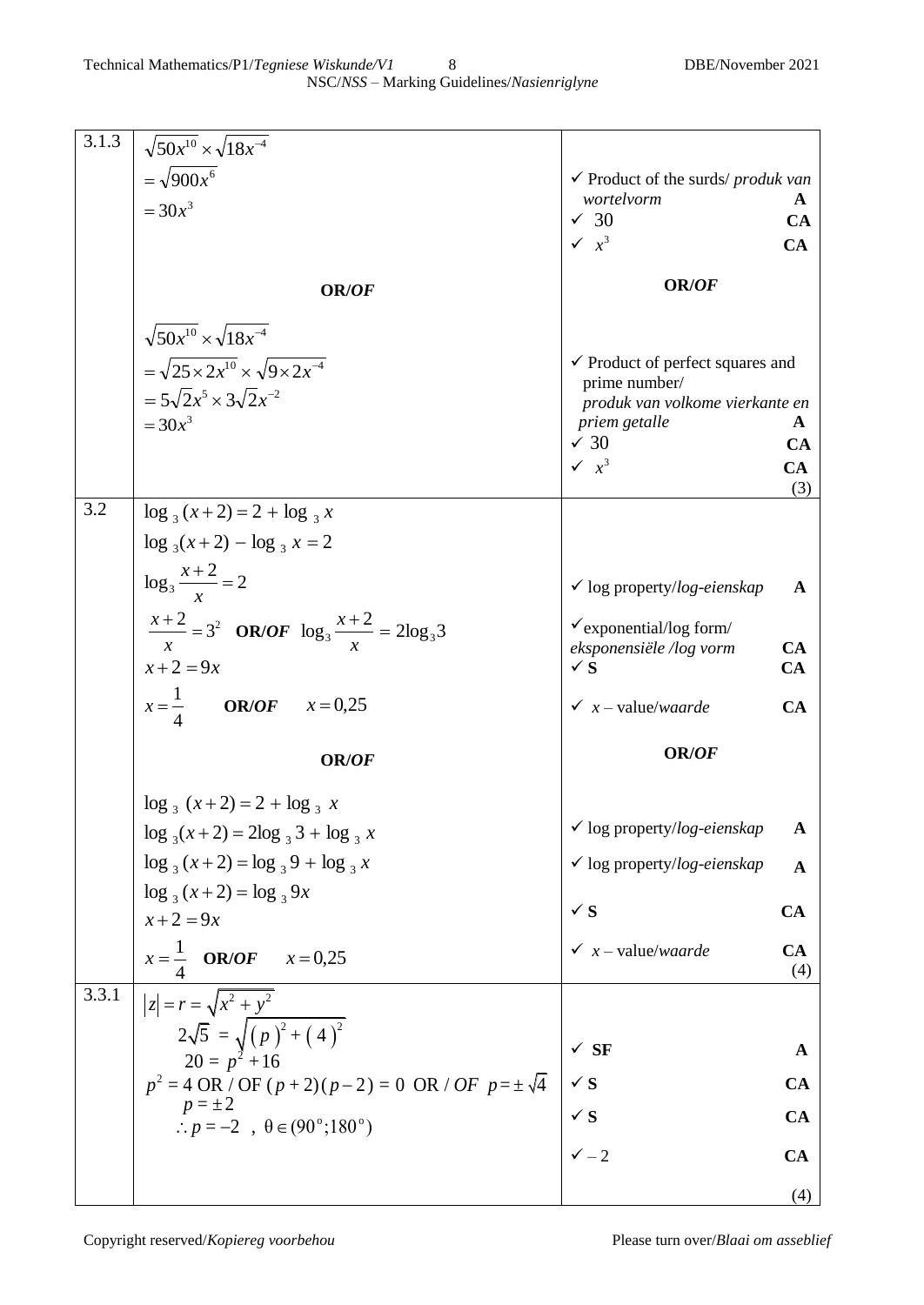| | | |
|---|---|---|
| 3.1.3 | $\sqrt{50x^{10}} \times \sqrt{18x^{-4}}$<br>$= \sqrt{900x^{6}}$<br>$= 30x^{3}$ | ✓ Product of the surds/ *produk van wortelvorm* **A**<br>✓ 30 **CA**<br>✓ $x^3$ **CA** |
| | **OR/*OF*** | **OR/*OF*** |
| | $\sqrt{50x^{10}} \times \sqrt{18x^{-4}}$<br>$= \sqrt{25 \times 2x^{10}} \times \sqrt{9 \times 2x^{-4}}$<br>$= 5\sqrt{2}x^{5} \times 3\sqrt{2}x^{-2}$<br>$= 30x^{3}$ | ✓ Product of perfect squares and prime number/ *produk van volkome vierkante en priem getalle* **A**<br>✓ 30 **CA**<br>✓ $x^3$ **CA**<br>(3) |
| 3.2 | $\log_3 (x+2) = 2 + \log_3 x$<br>$\log_3 (x+2) - \log_3 x = 2$<br>$\log_3 \dfrac{x+2}{x} = 2$<br>$\dfrac{x+2}{x} = 3^2$ **OR/*OF*** $\log_3 \dfrac{x+2}{x} = 2\log_3 3$<br>$x+2 = 9x$<br>$x = \dfrac{1}{4}$ **OR/*OF*** $x = 0{,}25$ | ✓ log property/*log-eienskap* **A**<br>✓exponential/log form/ *eksponensiële /log vorm* **CA**<br>✓ **S** **CA**<br>✓ $x$ – value/*waarde* **CA** |
| | **OR/*OF*** | **OR/*OF*** |
| | $\log_3 (x+2) = 2 + \log_3 x$<br>$\log_3 (x+2) = 2\log_3 3 + \log_3 x$<br>$\log_3 (x+2) = \log_3 9 + \log_3 x$<br>$\log_3 (x+2) = \log_3 9x$<br>$x+2 = 9x$<br>$x = \dfrac{1}{4}$ **OR/*OF*** $x = 0{,}25$ | ✓ log property/*log-eienskap* **A**<br>✓ log property/*log-eienskap* **A**<br>✓ **S** **CA**<br>✓ $x$ – value/*waarde* **CA**<br>(4) |
| 3.3.1 | $\lvert z \rvert = r = \sqrt{x^2 + y^2}$<br>$2\sqrt{5} = \sqrt{(p)^2 + (4)^2}$<br>$20 = p^2 + 16$<br>$p^2 = 4$ OR / OF $(p+2)(p-2) = 0$ OR / *OF* $p = \pm\sqrt{4}$<br>$p = \pm 2$<br>$\therefore p = -2\ ,\ \theta \in (90^\circ; 180^\circ)$ | ✓ **SF** **A**<br>✓ **S** **CA**<br>✓ **S** **CA**<br>✓ $-2$ **CA**<br>(4) |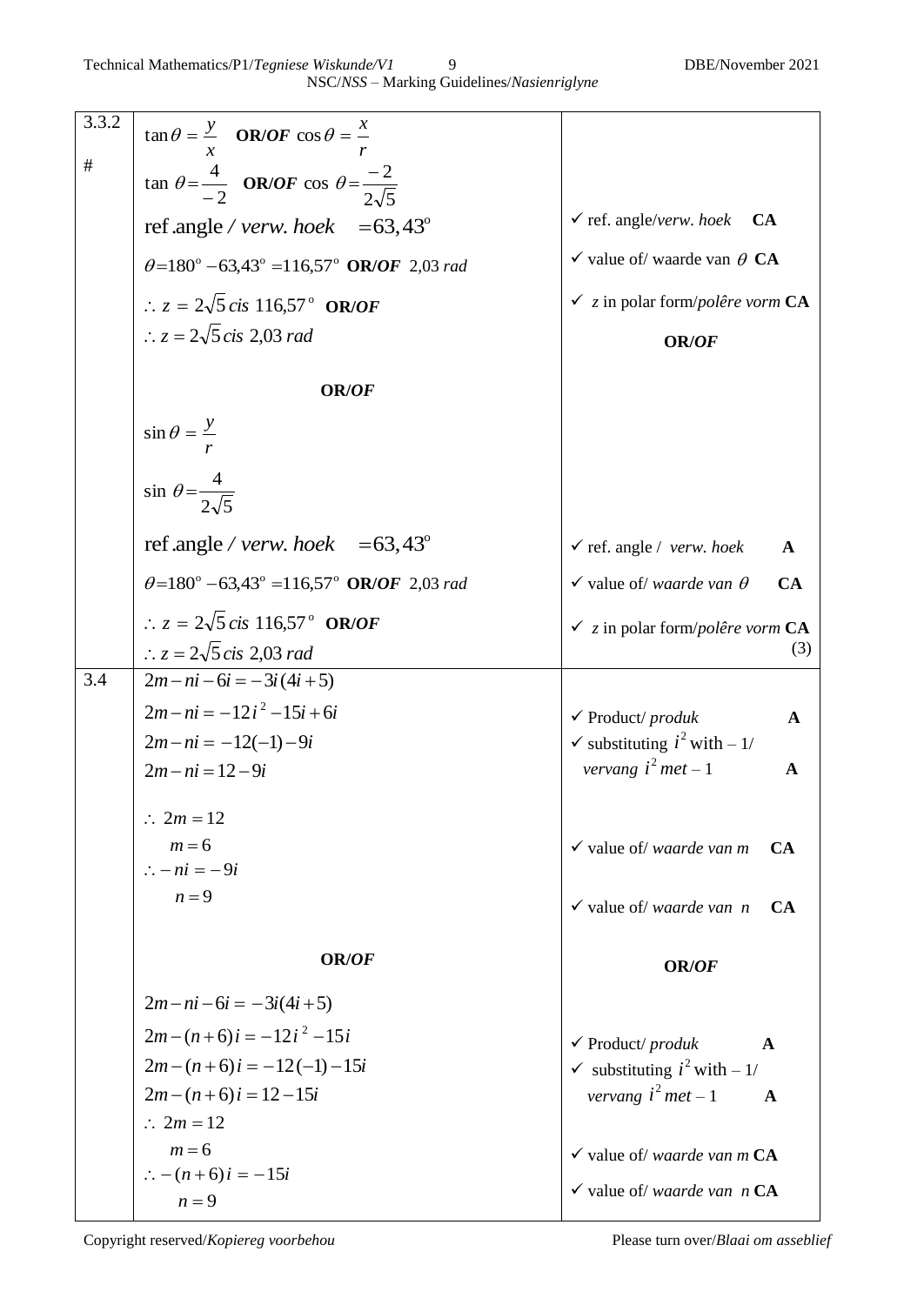| | | |
|---|---|---|
| 3.3.2<br><br># | $\tan\theta = \frac{y}{x}$ **OR/*OF*** $\cos\theta = \frac{x}{r}$<br>$\tan\ \theta = \frac{4}{-2}$ **OR/*OF*** $\cos\ \theta = \frac{-2}{2\sqrt{5}}$<br>ref.angle / *verw. hoek* $= 63,43^{\circ}$<br>$\theta = 180^{\circ} - 63,43^{\circ} = 116,57^{\circ}$ **OR/*OF*** $2,03\ rad$<br>$\therefore z = 2\sqrt{5}\ cis\ 116,57^{\circ}$ **OR/*OF***<br>$\therefore z = 2\sqrt{5}\ cis\ 2,03\ rad$<br><br>**OR/*OF***<br><br>$\sin\theta = \frac{y}{r}$<br>$\sin\ \theta = \frac{4}{2\sqrt{5}}$<br>ref.angle / *verw. hoek* $= 63,43^{\circ}$<br>$\theta = 180^{\circ} - 63,43^{\circ} = 116,57^{\circ}$ **OR/*OF*** $2,03\ rad$<br>$\therefore z = 2\sqrt{5}\ cis\ 116,57^{\circ}$ **OR/*OF***<br>$\therefore z = 2\sqrt{5}\ cis\ 2,03\ rad$ | ✓ ref. angle/*verw. hoek* **CA**<br>✓ value of/ waarde van $\theta$ **CA**<br>✓ *z* in polar form/*polêre vorm* **CA**<br><br>**OR/*OF***<br><br>✓ ref. angle / *verw. hoek* **A**<br>✓ value of/ *waarde van* $\theta$ **CA**<br>✓ *z* in polar form/*polêre vorm* **CA**<br>(3) |
| 3.4 | $2m - ni - 6i = -3i(4i+5)$<br>$2m - ni = -12i^2 - 15i + 6i$<br>$2m - ni = -12(-1) - 9i$<br>$2m - ni = 12 - 9i$<br><br>$\therefore\ 2m = 12$<br>$m = 6$<br>$\therefore -ni = -9i$<br>$n = 9$<br><br>**OR/*OF***<br><br>$2m - ni - 6i = -3i(4i+5)$<br>$2m - (n+6)i = -12i^2 - 15i$<br>$2m - (n+6)i = -12(-1) - 15i$<br>$2m - (n+6)i = 12 - 15i$<br>$\therefore\ 2m = 12$<br>$m = 6$<br>$\therefore -(n+6)i = -15i$<br>$n = 9$ | ✓ Product/ *produk* **A**<br>✓ substituting $i^2$ with – 1/ *vervang* $i^2$ *met* – 1 **A**<br><br>✓ value of/ *waarde van m* **CA**<br><br>✓ value of/ *waarde van n* **CA**<br><br>**OR/*OF***<br><br>✓ Product/ *produk* **A**<br>✓ substituting $i^2$ with – 1/ *vervang* $i^2$ *met* – 1 **A**<br><br>✓ value of/ *waarde van m* **CA**<br>✓ value of/ *waarde van n* **CA** |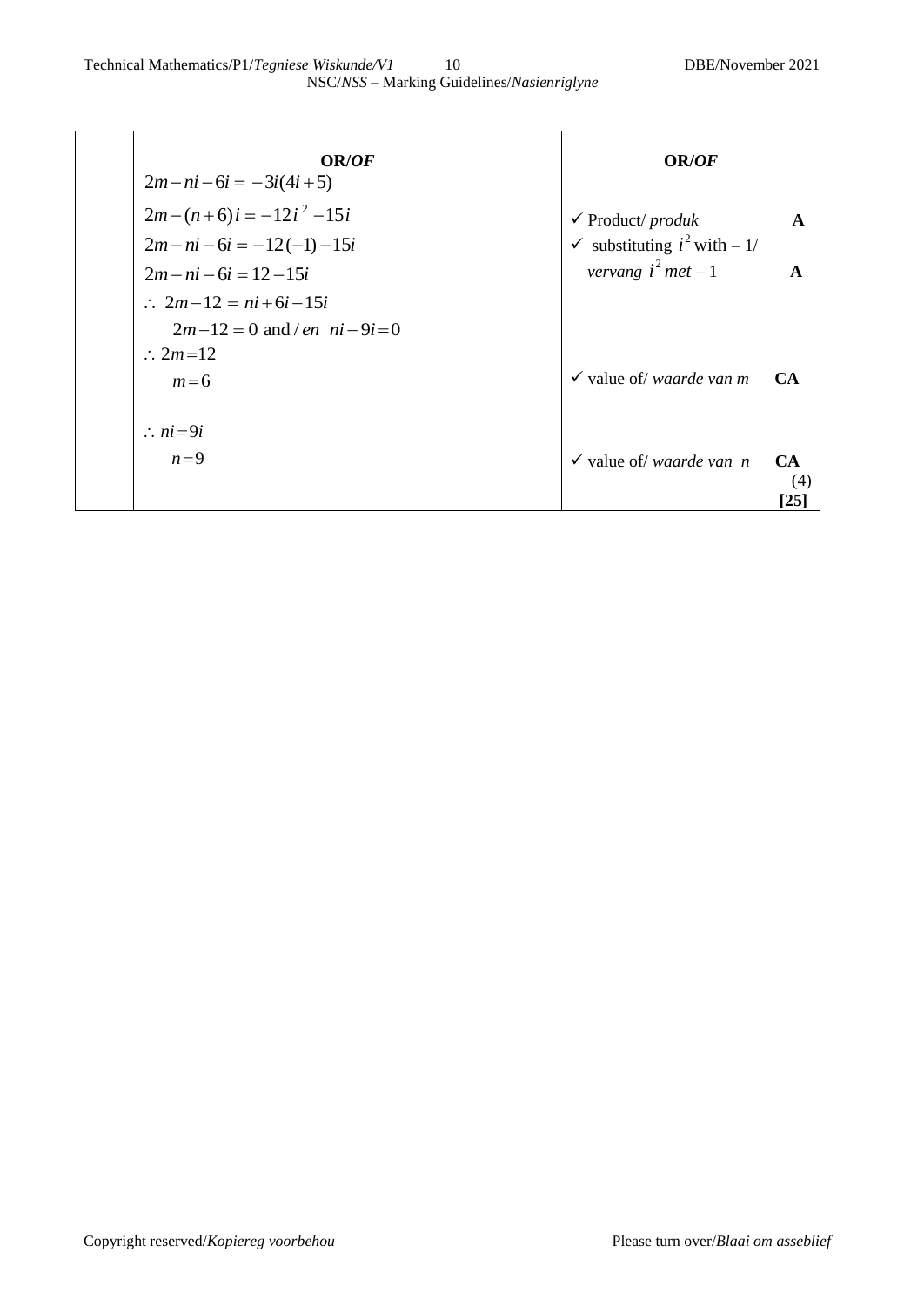| | | |
|---|---|---|
| | **OR/*OF*** | **OR/*OF*** |
| | $2m - ni - 6i = -3i(4i + 5)$ | |
| | $2m - (n+6)i = -12i^2 - 15i$ | ✓ Product/ *produk* **A** |
| | $2m - ni - 6i = -12(-1) - 15i$ | ✓ substituting $i^2$ with – 1/ *vervang* $i^2$ *met* – 1 **A** |
| | $2m - ni - 6i = 12 - 15i$ | |
| | $\therefore\ 2m - 12 = ni + 6i - 15i$ | |
| | $2m - 12 = 0$ and / *en* $ni - 9i = 0$ | |
| | $\therefore 2m = 12$ | |
| | $m = 6$ | ✓ value of/ *waarde van m* **CA** |
| | $\therefore ni = 9i$ | |
| | $n = 9$ | ✓ value of/ *waarde van n* **CA** (4) **[25]** |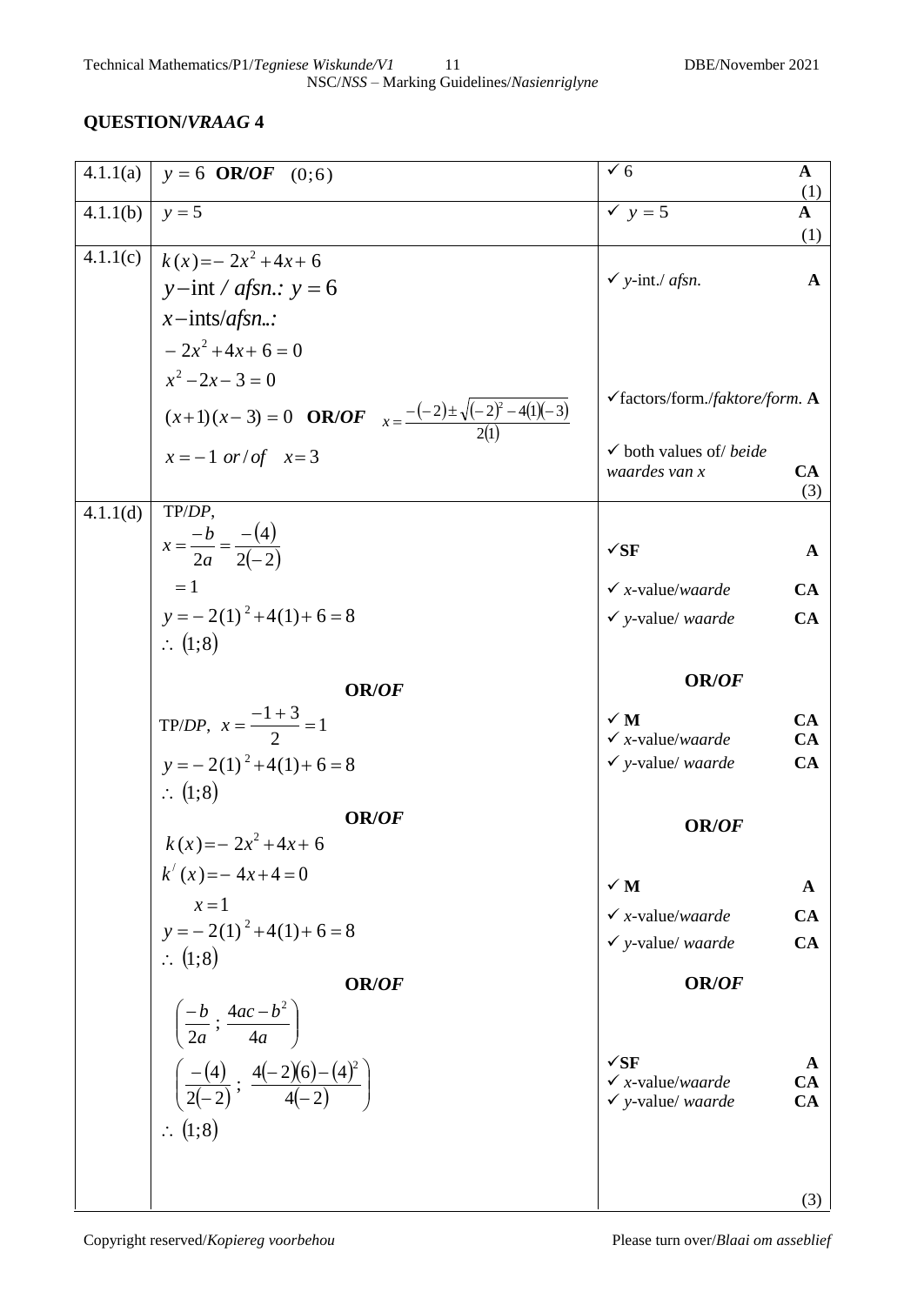## QUESTION/*VRAAG* 4

| | | |
|---|---|---|
| 4.1.1(a) | $y = 6$ **OR/*OF*** $(0;6)$ | ✓ 6 **A** (1) |
| 4.1.1(b) | $y = 5$ | ✓ $y = 5$ **A** (1) |
| 4.1.1(c) | $k(x) = -2x^2 + 4x + 6$<br>$y-\text{int}$ / *afsn*.: $y = 6$<br>$x-\text{ints}$/*afsn*..:<br>$-2x^2 + 4x + 6 = 0$<br>$x^2 - 2x - 3 = 0$<br>$(x+1)(x-3) = 0$ **OR/*OF*** $x = \frac{-(-2) \pm \sqrt{(-2)^2 - 4(1)(-3)}}{2(1)}$<br>$x = -1$ *or/of* $x = 3$ | ✓ $y$-int./ *afsn.* **A**<br><br>✓factors/form./*faktore/form.* **A**<br><br>✓ both values of/ *beide waardes van x* **CA** (3) |
| 4.1.1(d) | TP/*DP*,<br>$x = \frac{-b}{2a} = \frac{-(4)}{2(-2)}$<br>$= 1$<br>$y = -2(1)^2 + 4(1) + 6 = 8$<br>$\therefore (1;8)$<br><br>**OR/*OF***<br><br>TP/*DP*, $x = \frac{-1+3}{2} = 1$<br>$y = -2(1)^2 + 4(1) + 6 = 8$<br>$\therefore (1;8)$<br><br>**OR/*OF***<br><br>$k(x) = -2x^2 + 4x + 6$<br>$k'(x) = -4x + 4 = 0$<br>$x = 1$<br>$y = -2(1)^2 + 4(1) + 6 = 8$<br>$\therefore (1;8)$<br><br>**OR/*OF***<br><br>$\left(\frac{-b}{2a} ; \frac{4ac - b^2}{4a}\right)$<br>$\left(\frac{-(4)}{2(-2)} ; \frac{4(-2)(6) - (4)^2}{4(-2)}\right)$<br>$\therefore (1;8)$ | ✓**SF** **A**<br>✓ $x$-value/*waarde* **CA**<br>✓ $y$-value/ *waarde* **CA**<br><br>**OR/*OF***<br><br>✓ **M** **CA**<br>✓ $x$-value/*waarde* **CA**<br>✓ $y$-value/ *waarde* **CA**<br><br>**OR/*OF***<br><br>✓ **M** **A**<br>✓ $x$-value/*waarde* **CA**<br>✓ $y$-value/ *waarde* **CA**<br><br>**OR/*OF***<br><br>✓**SF** **A**<br>✓ $x$-value/*waarde* **CA**<br>✓ $y$-value/ *waarde* **CA**<br><br>(3) |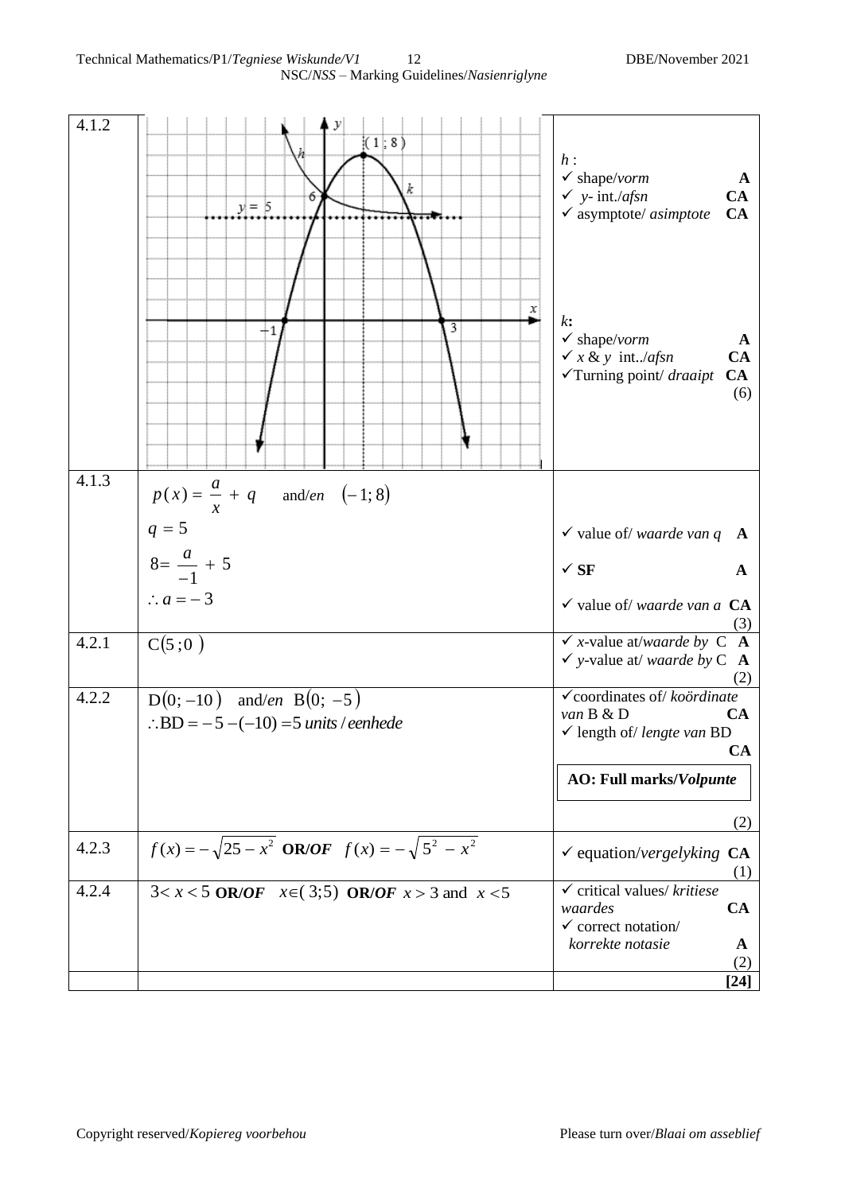| | | |
|---|---|---|
| 4.1.2 | $y$<br>$(1;8)$<br>$h$<br>$k$<br>6<br>$y=5$<br>$x$<br>$-1$<br>3 | $h$ :<br>✓ shape/*vorm* **A**<br>✓ $y$- int./*afsn* **CA**<br>✓ asymptote/ *asimptote* **CA**<br><br>$k$**:**<br>✓ shape/*vorm* **A**<br>✓ $x$ & $y$ int../*afsn* **CA**<br>✓Turning point/ *draaipt* **CA**<br>(6) |
| 4.1.3 | $p(x) = \dfrac{a}{x} + q$ and/*en* $(-1;8)$<br>$q = 5$<br>$8 = \dfrac{a}{-1} + 5$<br>$\therefore a = -3$ | ✓ value of/ *waarde van q* **A**<br>✓ **SF** **A**<br>✓ value of/ *waarde van a* **CA**<br>(3) |
| 4.2.1 | $C(5;0)$ | ✓ $x$-value at/*waarde by* C **A**<br>✓ $y$-value at/ *waarde by* C **A**<br>(2) |
| 4.2.2 | $D(0;-10)$ and/*en* $B(0;-5)$<br>$\therefore BD = -5-(-10) = 5$ *units / eenhede* | ✓coordinates of/ *koördinate van* B & D **CA**<br>✓ length of/ *lengte van* BD **CA**<br>**AO: Full marks/*Volpunte***<br>(2) |
| 4.2.3 | $f(x) = -\sqrt{25-x^2}$ **OR/*OF*** $f(x) = -\sqrt{5^2 - x^2}$ | ✓ equation/*vergelyking* **CA**<br>(1) |
| 4.2.4 | $3 < x < 5$ **OR/*OF*** $x \in (3;5)$ **OR/*OF*** $x > 3$ and $x < 5$ | ✓ critical values/ *kritiese waardes* **CA**<br>✓ correct notation/ *korrekte notasie* **A**<br>(2) |
| | | **[24]** |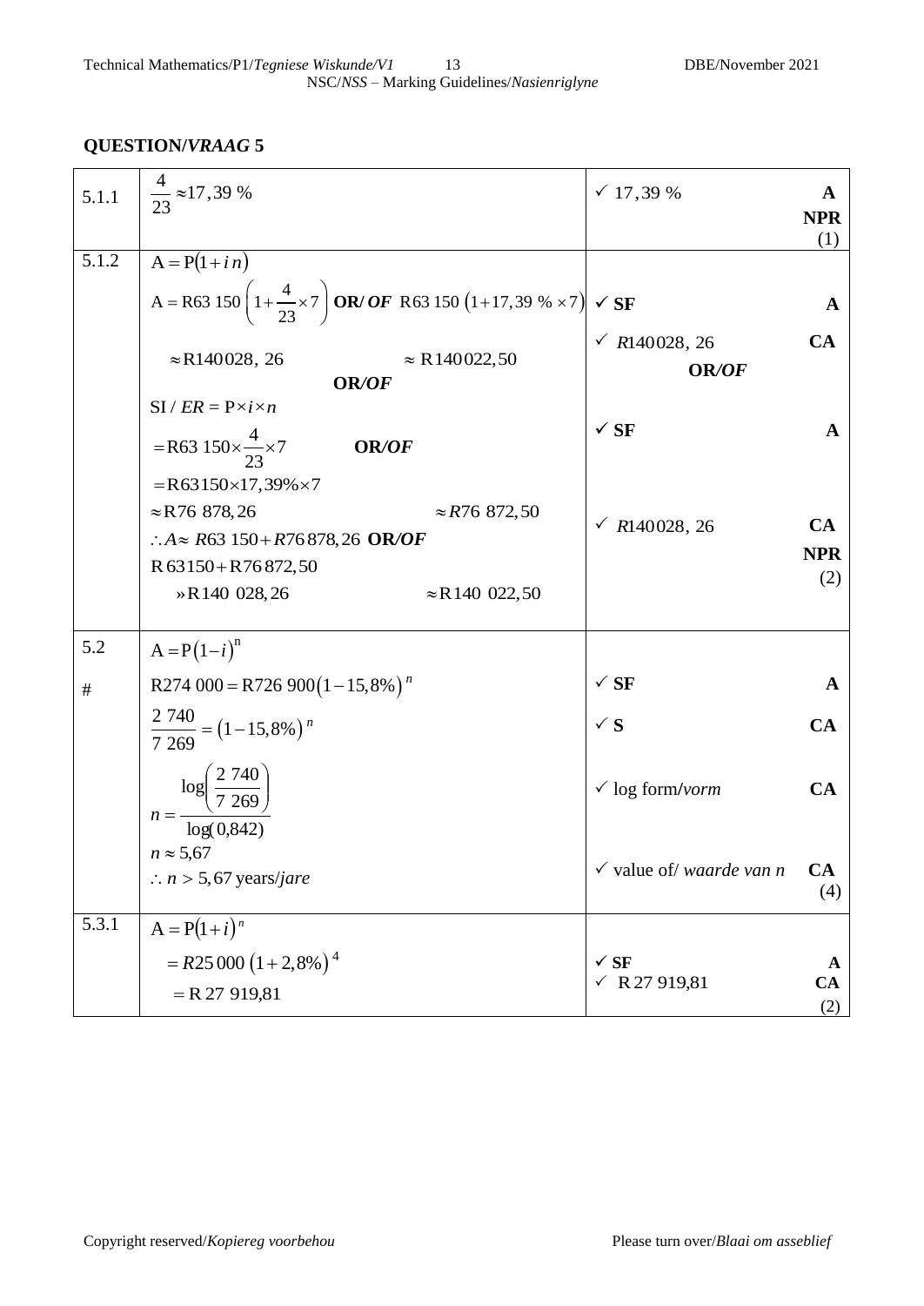## QUESTION/*VRAAG* 5

| | | | |
|---|---|---|---|
| 5.1.1 | $\frac{4}{23} \approx 17,39\ \%$ | ✓ 17,39 % | **A** **NPR** (1) |
| 5.1.2 | $A = P(1+in)$ <br> $A = R63\ 150\left(1+\frac{4}{23}\times 7\right)$ **OR/*OF*** $R63\ 150\left(1+17,39\ \%\times 7\right)$ <br> $\approx R140\,028,\ 26 \qquad \approx R140\,022,50$ <br> **OR/*OF*** <br> $SI\ /\ ER = P\times i\times n$ <br> $= R63\ 150\times\frac{4}{23}\times 7$ **OR/*OF*** <br> $= R63150\times 17,39\%\times 7$ <br> $\approx R76\ 878,26 \qquad \approx R76\ 872,50$ <br> $\therefore A\approx R63\ 150 + R76\,878,26$ **OR/*OF*** <br> $R\,63150 + R76\,872,50$ <br> $\approx R140\ 028,26 \qquad \approx R140\ 022,50$ | ✓ **SF** <br> ✓ $R140\,028,\ 26$ <br> **OR/*OF*** <br> ✓ **SF** <br> ✓ $R140\,028,\ 26$ | **A** <br> **CA** <br><br> **A** <br> **CA** **NPR** (2) |
| 5.2 <br> # | $A = P(1-i)^{n}$ <br> $R274\ 000 = R726\ 900(1-15,8\%)^{n}$ <br> $\frac{2\ 740}{7\ 269} = (1-15,8\%)^{n}$ <br> $n = \frac{\log\left(\frac{2\ 740}{7\ 269}\right)}{\log(0,842)}$ <br> $n\approx 5,67$ <br> $\therefore n > 5,67$ years/*jare* | ✓ **SF** <br> ✓ **S** <br> ✓ log form/*vorm* <br> ✓ value of/ *waarde van n* | **A** <br> **CA** <br> **CA** <br> **CA** (4) |
| 5.3.1 | $A = P(1+i)^{n}$ <br> $= R25\,000\,(1+2,8\%)^{4}$ <br> $= R\ 27\ 919,81$ | ✓ **SF** <br> ✓ R 27 919,81 | **A** <br> **CA** (2) |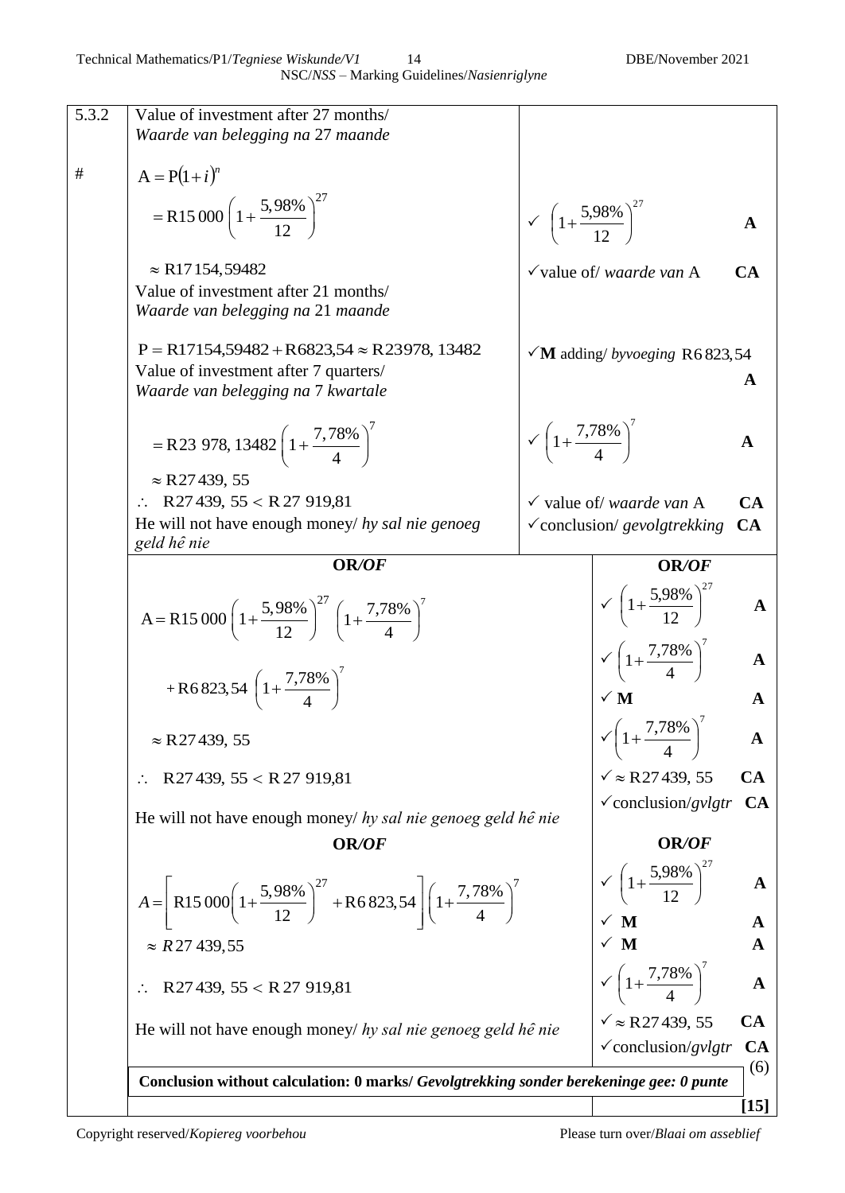| | | |
|---|---|---|
| 5.3.2 | Value of investment after 27 months/ *Waarde van belegging na 27 maande* | |
| # | $A = P(1+i)^n$ | |
| | $= R15\,000\left(1+\frac{5{,}98\%}{12}\right)^{27}$ | ✓ $\left(1+\frac{5{,}98\%}{12}\right)^{27}$ **A** |
| | $\approx R17\,154{,}59482$ | ✓value of/ *waarde van* A **CA** |
| | Value of investment after 21 months/ *Waarde van belegging na 21 maande* | |
| | $P = R17154{,}59482 + R6823{,}54 \approx R23978{,}13482$ | ✓**M** adding/ *byvoeging* R6 823,54 **A** |
| | Value of investment after 7 quarters/ *Waarde van belegging na 7 kwartale* | |
| | $= R23\,978{,}13482\left(1+\frac{7{,}78\%}{4}\right)^{7}$ | ✓ $\left(1+\frac{7{,}78\%}{4}\right)^{7}$ **A** |
| | $\approx R27\,439{,}55$ | |
| | $\therefore\ R27\,439{,}55 < R\,27\,919{,}81$ | ✓ value of/ *waarde van* A **CA** |
| | He will not have enough money/ *hy sal nie genoeg geld hê nie* | ✓conclusion/ *gevolgtrekking* **CA** |
| | **OR/*OF*** | **OR/*OF*** |
| | $A = R15\,000\left(1+\frac{5{,}98\%}{12}\right)^{27}\left(1+\frac{7{,}78\%}{4}\right)^{7}$ | ✓ $\left(1+\frac{5{,}98\%}{12}\right)^{27}$ **A** <br> ✓ $\left(1+\frac{7{,}78\%}{4}\right)^{7}$ **A** |
| | $+R6\,823{,}54\left(1+\frac{7{,}78\%}{4}\right)^{7}$ | ✓ **M** **A** |
| | $\approx R27\,439{,}55$ | ✓ $\left(1+\frac{7{,}78\%}{4}\right)^{7}$ **A** |
| | $\therefore\ R27\,439{,}55 < R\,27\,919{,}81$ | ✓ $\approx R27\,439{,}55$ **CA** |
| | He will not have enough money/ *hy sal nie genoeg geld hê nie* | ✓conclusion/*gvlgtr* **CA** |
| | **OR/*OF*** | **OR/*OF*** |
| | $A = \left[R15\,000\left(1+\frac{5{,}98\%}{12}\right)^{27} + R6\,823{,}54\right]\left(1+\frac{7{,}78\%}{4}\right)^{7}$ | ✓ $\left(1+\frac{5{,}98\%}{12}\right)^{27}$ **A** <br> ✓ **M** **A** |
| | $\approx R27\,439{,}55$ | ✓ **M** **A** |
| | $\therefore\ R27\,439{,}55 < R\,27\,919{,}81$ | ✓ $\left(1+\frac{7{,}78\%}{4}\right)^{7}$ **A** |
| | He will not have enough money/ *hy sal nie genoeg geld hê nie* | ✓ $\approx R27\,439{,}55$ **CA** <br> ✓conclusion/*gvlgtr* **CA** |
| | **Conclusion without calculation: 0 marks/ *Gevolgtrekking sonder berekeninge gee: 0 punte*** | (6) |
| | | **[15]** |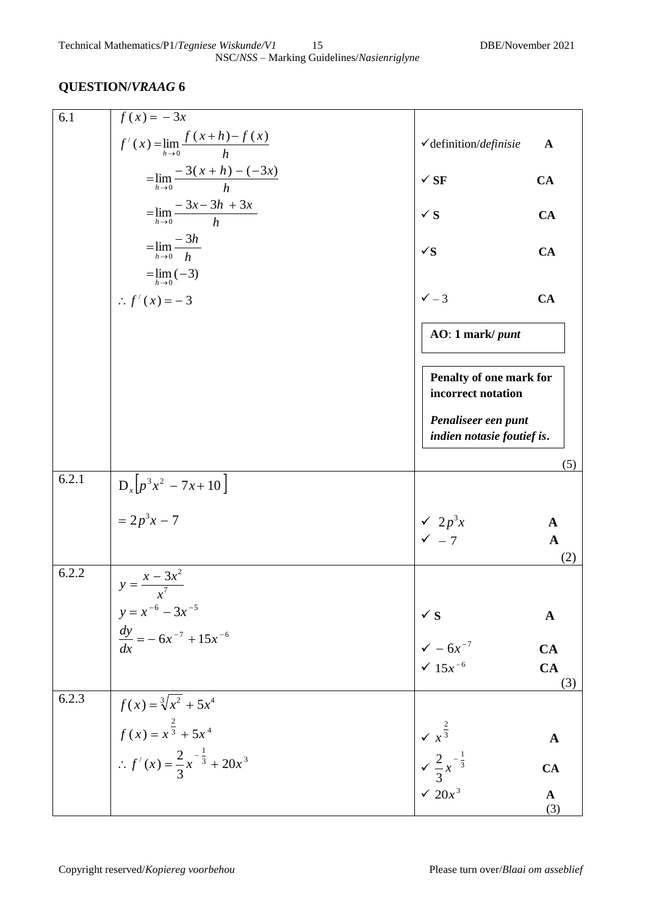## QUESTION/*VRAAG* 6

| | | |
|---|---|---|
| 6.1 | $f(x) = -3x$<br>$f'(x) = \lim_{h \to 0} \frac{f(x+h) - f(x)}{h}$<br>$= \lim_{h \to 0} \frac{-3(x+h) - (-3x)}{h}$<br>$= \lim_{h \to 0} \frac{-3x - 3h + 3x}{h}$<br>$= \lim_{h \to 0} \frac{-3h}{h}$<br>$= \lim_{h \to 0} (-3)$<br>$\therefore f'(x) = -3$ | ✓definition/*definisie* **A**<br>✓ **SF** **CA**<br>✓ **S** **CA**<br>✓**S** **CA**<br>✓ $-3$ **CA**<br>**AO: 1 mark/ *punt***<br>**Penalty of one mark for incorrect notation**<br>***Penaliseer een punt indien notasie foutief is.***<br>(5) |
| 6.2.1 | $D_x\left[p^3x^2 - 7x + 10\right]$<br>$= 2p^3x - 7$ | ✓ $2p^3x$ **A**<br>✓ $-7$ **A**<br>(2) |
| 6.2.2 | $y = \frac{x - 3x^2}{x^7}$<br>$y = x^{-6} - 3x^{-5}$<br>$\frac{dy}{dx} = -6x^{-7} + 15x^{-6}$ | ✓ **S** **A**<br>✓ $-6x^{-7}$ **CA**<br>✓ $15x^{-6}$ **CA**<br>(3) |
| 6.2.3 | $f(x) = \sqrt[3]{x^2} + 5x^4$<br>$f(x) = x^{\frac{2}{3}} + 5x^4$<br>$\therefore f'(x) = \frac{2}{3}x^{-\frac{1}{3}} + 20x^3$ | ✓ $x^{\frac{2}{3}}$ **A**<br>✓ $\frac{2}{3}x^{-\frac{1}{3}}$ **CA**<br>✓ $20x^3$ **A**<br>(3) |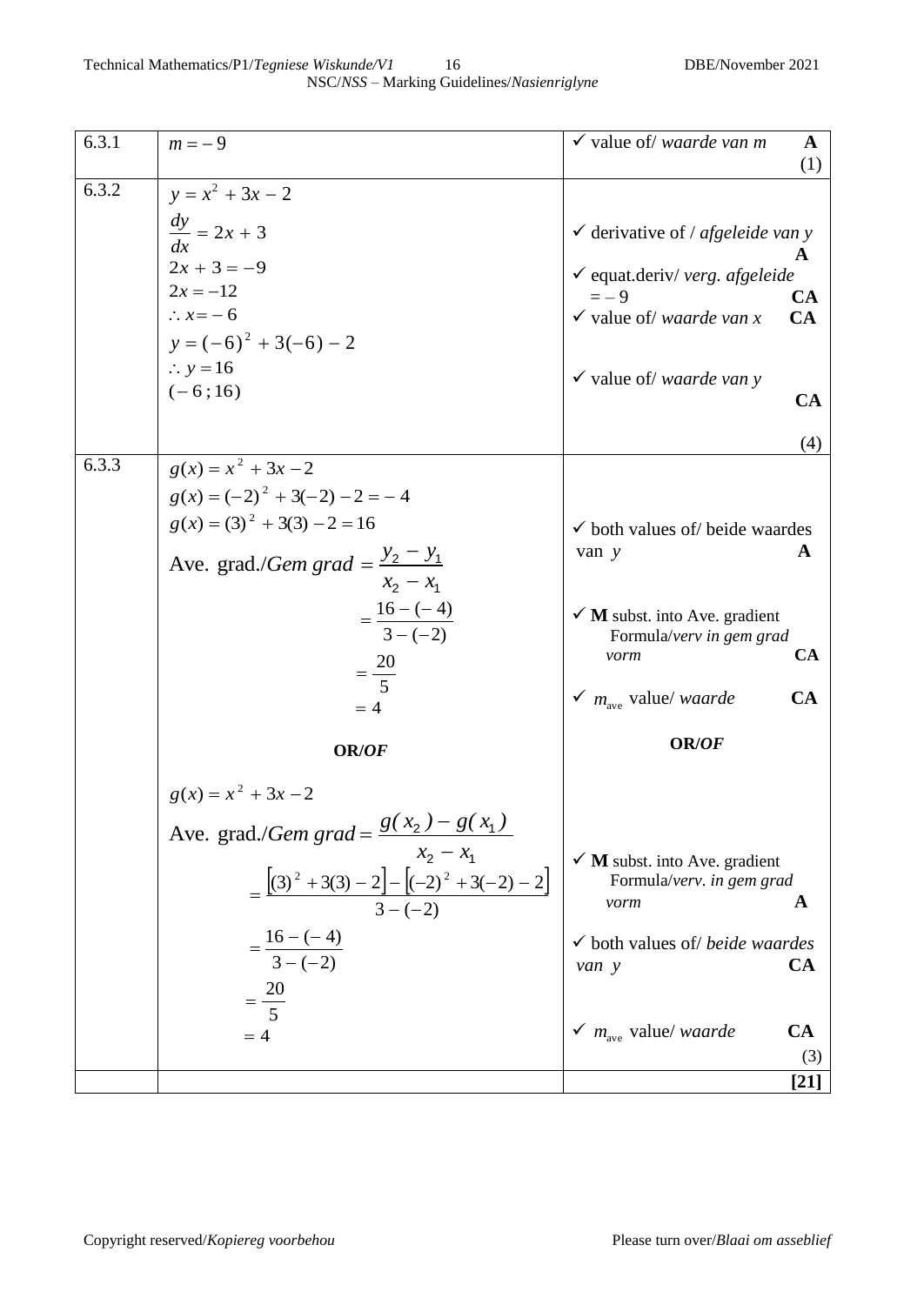| | | |
|---|---|---|
| 6.3.1 | $m = -9$ | ✓ value of/ *waarde van m* **A** (1) |
| 6.3.2 | $y = x^2 + 3x - 2$<br>$\frac{dy}{dx} = 2x + 3$<br>$2x + 3 = -9$<br>$2x = -12$<br>$\therefore x = -6$<br>$y = (-6)^2 + 3(-6) - 2$<br>$\therefore y = 16$<br>$(-6\,;16)$ | ✓ derivative of / *afgeleide van y* **A**<br>✓ equat.deriv/ *verg. afgeleide* $= -9$ **CA**<br>✓ value of/ *waarde van x* **CA**<br>✓ value of/ *waarde van y* **CA**<br>(4) |
| 6.3.3 | $g(x) = x^2 + 3x - 2$<br>$g(x) = (-2)^2 + 3(-2) - 2 = -4$<br>$g(x) = (3)^2 + 3(3) - 2 = 16$<br>Ave. grad./*Gem grad* $= \frac{y_2 - y_1}{x_2 - x_1}$<br>$= \frac{16 - (-4)}{3 - (-2)}$<br>$= \frac{20}{5}$<br>$= 4$<br>**OR/*OF***<br>$g(x) = x^2 + 3x - 2$<br>Ave. grad./*Gem grad* $= \frac{g(x_2) - g(x_1)}{x_2 - x_1}$<br>$= \frac{\left[(3)^2 + 3(3) - 2\right] - \left[(-2)^2 + 3(-2) - 2\right]}{3 - (-2)}$<br>$= \frac{16 - (-4)}{3 - (-2)}$<br>$= \frac{20}{5}$<br>$= 4$ | ✓ both values of/ beide waardes van $y$ **A**<br>✓ **M** subst. into Ave. gradient Formula/*verv in gem grad vorm* **CA**<br>✓ $m_{\text{ave}}$ value/ *waarde* **CA**<br>**OR/*OF***<br>✓ **M** subst. into Ave. gradient Formula/*verv. in gem grad vorm* **A**<br>✓ both values of/ *beide waardes van y* **CA**<br>✓ $m_{\text{ave}}$ value/ *waarde* **CA**<br>(3) |
| | | **[21]** |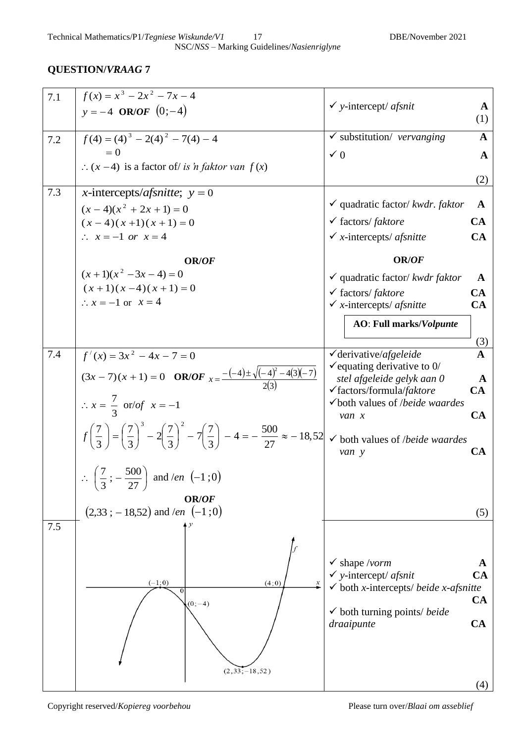## QUESTION/*VRAAG* 7

| | | |
|---|---|---|
| 7.1 | $f(x)=x^3-2x^2-7x-4$ <br> $y=-4$ **OR/*OF*** $(0;-4)$ | ✓ *y*-intercept/ *afsnit* **A** <br> (1) |
| 7.2 | $f(4)=(4)^3-2(4)^2-7(4)-4$ <br> $=0$ <br> $\therefore (x-4)$ is a factor of/ *is 'n faktor van* $f(x)$ | ✓ substitution/ *vervanging* **A** <br> ✓ 0 **A** <br> (2) |
| 7.3 | *x*-intercepts/*afsnitte*; $y=0$ <br> $(x-4)(x^2+2x+1)=0$ <br> $(x-4)(x+1)(x+1)=0$ <br> $\therefore\ x=-1$ *or* $x=4$ <br> **OR/*OF*** <br> $(x+1)(x^2-3x-4)=0$ <br> $(x+1)(x-4)(x+1)=0$ <br> $\therefore x=-1$ or $x=4$ | ✓ quadratic factor/ *kwdr. faktor* **A** <br> ✓ factors/ *faktore* **CA** <br> ✓ *x*-intercepts/ *afsnitte* **CA** <br> **OR/*OF*** <br> ✓ quadratic factor/ *kwdr faktor* **A** <br> ✓ factors/ *faktore* **CA** <br> ✓ *x*-intercepts/ *afsnitte* **CA** <br> **AO**: **Full marks/*Volpunte*** <br> (3) |
| 7.4 | $f'(x)=3x^2-4x-7=0$ <br> $(3x-7)(x+1)=0$ **OR/*OF*** $x=\frac{-(-4)\pm\sqrt{(-4)^2-4(3)(-7)}}{2(3)}$ <br> $\therefore x=\frac{7}{3}$ or/*of* $x=-1$ <br> $f\left(\frac{7}{3}\right)=\left(\frac{7}{3}\right)^3-2\left(\frac{7}{3}\right)^2-7\left(\frac{7}{3}\right)-4=-\frac{500}{27}\approx-18{,}52$ <br> $\therefore\ \left(\frac{7}{3};-\frac{500}{27}\right)$ and /*en* $(-1;0)$ <br> **OR/*OF*** <br> $(2{,}33;-18{,}52)$ and /*en* $(-1;0)$ | ✓derivative/*afgeleide* **A** <br> ✓equating derivative to 0/ *stel afgeleide gelyk aan 0* **A** <br> ✓factors/formula/*faktore* **CA** <br> ✓both values of /*beide waardes van x* **CA** <br> ✓ both values of /*beide waardes van y* **CA** <br> (5) |
| 7.5 | $y$ <br> $f$ <br> $(-1;0)$ <br> $(4;0)$ <br> $x$ <br> 0 <br> $(0;-4)$ <br> $(2,33;-18,52)$ | ✓ shape /*vorm* **A** <br> ✓ *y*-intercept/ *afsnit* **CA** <br> ✓ both *x*-intercepts/ *beide x-afsnitte* **CA** <br> ✓ both turning points/ *beide draaipunte* **CA** <br> (4) |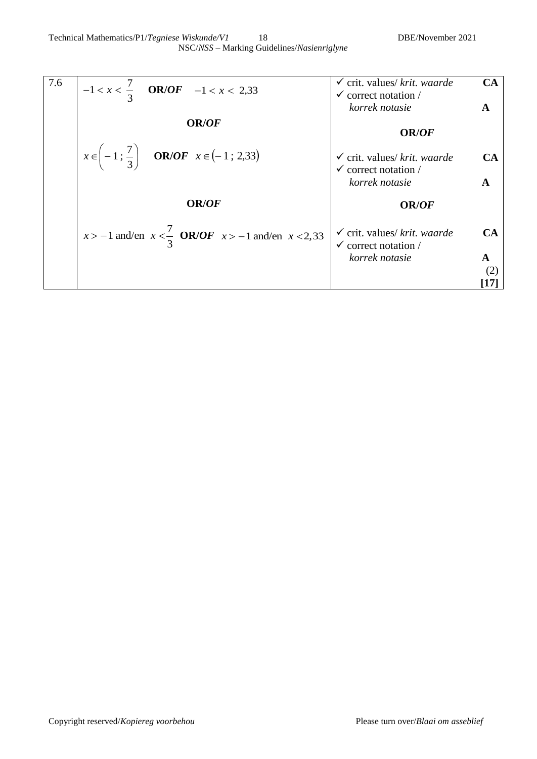| | | | |
|---|---|---|---|
| 7.6 | $-1 < x < \frac{7}{3}$ **OR/*OF*** $-1 < x < 2{,}33$ | ✓ crit. values/ *krit. waarde*<br>✓ correct notation / *korrek notasie* | **CA**<br><br>**A** |
| | **OR/*OF*** | **OR/*OF*** | |
| | $x \in \left(-1\,;\frac{7}{3}\right)$ **OR/*OF*** $x \in (-1\,;\,2{,}33)$ | ✓ crit. values/ *krit. waarde*<br>✓ correct notation / *korrek notasie* | **CA**<br><br>**A** |
| | **OR/*OF*** | **OR/*OF*** | |
| | $x > -1$ and/en $x < \frac{7}{3}$ **OR/*OF*** $x > -1$ and/en $x < 2{,}33$ | ✓ crit. values/ *krit. waarde*<br>✓ correct notation / *korrek notasie* | **CA**<br><br>**A**<br>(2)<br>**[17]** |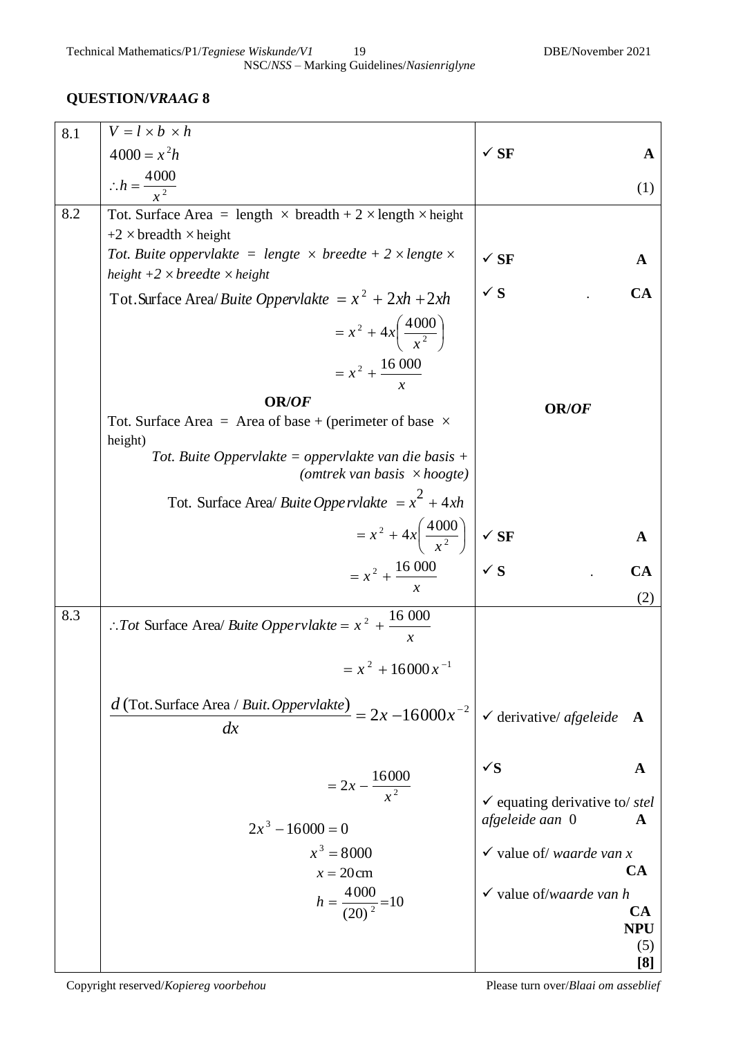## QUESTION/*VRAAG* 8

| | | |
|---|---|---|
| 8.1 | $V = l \times b \times h$ <br> $4000 = x^2h$ <br> $\therefore h = \dfrac{4000}{x^2}$ | ✓ SF A <br> (1) |
| 8.2 | Tot. Surface Area = length × breadth + 2 × length × height +2 × breadth × height <br> *Tot. Buite oppervlakte = lengte × breedte + 2 × lengte × height +2 × breedte × height* <br> $\text{Tot.Surface Area/ } \textit{Buite Oppervlakte} = x^2 + 2xh + 2xh$ <br> $= x^2 + 4x\left(\dfrac{4000}{x^2}\right)$ <br> $= x^2 + \dfrac{16\,000}{x}$ <br> **OR/*OF*** <br> Tot. Surface Area = Area of base + (perimeter of base × height) <br> *Tot. Buite Oppervlakte = oppervlakte van die basis + (omtrek van basis × hoogte)* <br> $\text{Tot. Surface Area/ } \textit{Buite Oppervlakte} = x^2 + 4xh$ <br> $= x^2 + 4x\left(\dfrac{4000}{x^2}\right)$ <br> $= x^2 + \dfrac{16\,000}{x}$ | ✓ SF A <br> ✓ S CA <br> **OR/*OF*** <br> ✓ SF A <br> ✓ S CA <br> (2) |
| 8.3 | $\therefore \textit{Tot} \text{ Surface Area/ } \textit{Buite Oppervlakte} = x^2 + \dfrac{16\,000}{x}$ <br> $= x^2 + 16000x^{-1}$ <br> $\dfrac{d(\text{Tot.Surface Area / } \textit{Buit.Oppervlakte})}{dx} = 2x - 16000x^{-2}$ <br> $= 2x - \dfrac{16000}{x^2}$ <br> $2x^3 - 16000 = 0$ <br> $x^3 = 8000$ <br> $x = 20\text{cm}$ <br> $h = \dfrac{4000}{(20)^2} = 10$ | ✓ derivative/ *afgeleide* A <br> ✓S A <br> ✓ equating derivative to/ *stel afgeleide aan* 0 A <br> ✓ value of/ *waarde van x* CA <br> ✓ value of/*waarde van h* CA <br> **NPU** <br> (5) <br> **[8]** |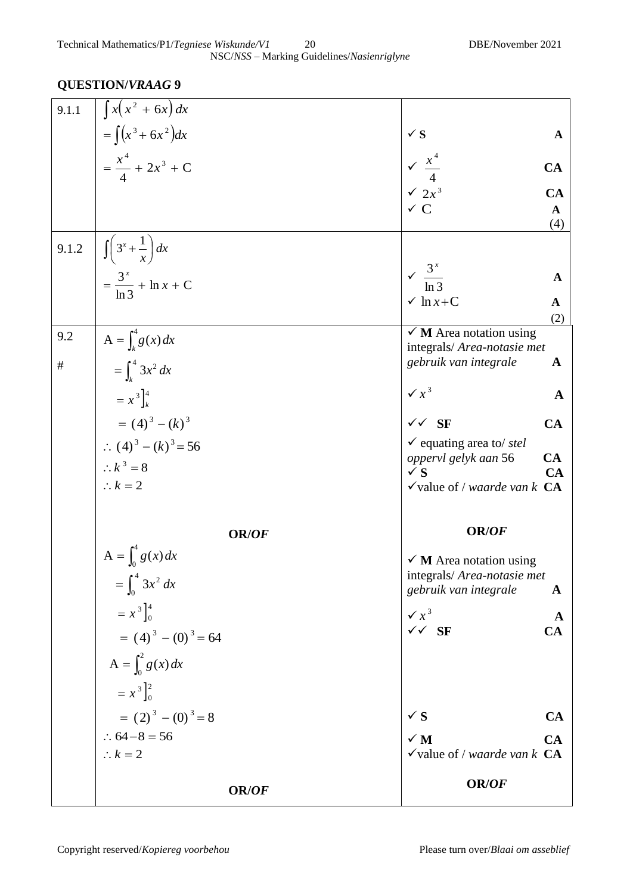## QUESTION/*VRAAG* 9

| | | |
|---|---|---|
| 9.1.1 | $\int x\left(x^2 + 6x\right) dx$<br>$= \int \left(x^3 + 6x^2\right) dx$<br>$= \frac{x^4}{4} + 2x^3 + C$ | ✓ **S** **A**<br>✓ $\frac{x^4}{4}$ **CA**<br>✓ $2x^3$ **CA**<br>✓ C **A**<br>(4) |
| 9.1.2 | $\int \left(3^x + \frac{1}{x}\right) dx$<br>$= \frac{3^x}{\ln 3} + \ln x + C$ | ✓ $\frac{3^x}{\ln 3}$ **A**<br>✓ $\ln x + C$ **A**<br>(2) |
| 9.2<br>#| $A = \int_k^4 g(x)\, dx$<br>$= \int_k^4 3x^2\, dx$<br>$= x^3 \Big]_k^4$<br>$= (4)^3 - (k)^3$<br>$\therefore (4)^3 - (k)^3 = 56$<br>$\therefore k^3 = 8$<br>$\therefore k = 2$ | ✓ **M** Area notation using integrals/ *Area-notasie met gebruik van integrale* **A**<br>✓ $x^3$ **A**<br>✓✓ **SF** **CA**<br>✓ equating area to/ *stel oppervl gelyk aan* 56 **CA**<br>✓ **S** **CA**<br>✓value of / *waarde van k* **CA** |
| | **OR/*OF*** | **OR/*OF*** |
| | $A = \int_0^4 g(x)\, dx$<br>$= \int_0^4 3x^2\, dx$<br>$= x^3 \Big]_0^4$<br>$= (4)^3 - (0)^3 = 64$<br>$A = \int_0^2 g(x)\, dx$<br>$= x^3 \Big]_0^2$<br>$= (2)^3 - (0)^3 = 8$<br>$\therefore 64 - 8 = 56$<br>$\therefore k = 2$ | ✓ **M** Area notation using integrals/ *Area-notasie met gebruik van integrale* **A**<br>✓ $x^3$ **A**<br>✓✓ **SF** **CA**<br>✓ **S** **CA**<br>✓ **M** **CA**<br>✓value of / *waarde van k* **CA** |
| | **OR/*OF*** | **OR/*OF*** |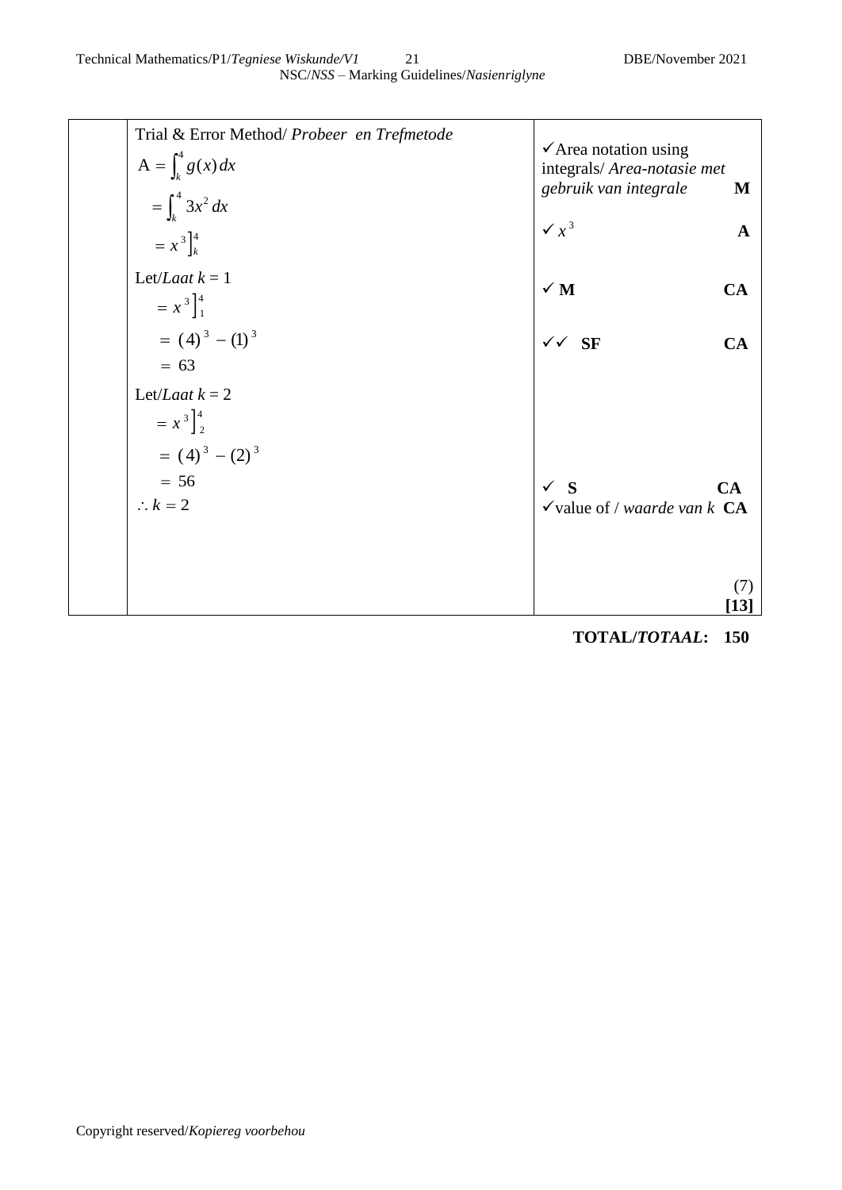| | | |
|---|---|---|
| | Trial & Error Method/ *Probeer en Trefmetode*<br>$A = \int_k^4 g(x)\,dx$<br>$= \int_k^4 3x^2\,dx$<br>$= x^3\Big]_k^4$ | ✓Area notation using integrals/ *Area-notasie met gebruik van integrale* **M**<br><br>✓ $x^3$ **A** |
| | Let/*Laat* $k = 1$<br>$= x^3\Big]_1^4$<br>$= (4)^3 - (1)^3$<br>$= 63$ | ✓ **M** **CA**<br><br>✓✓ **SF** **CA** |
| | Let/*Laat* $k = 2$<br>$= x^3\Big]_2^4$<br>$= (4)^3 - (2)^3$<br>$= 56$<br>$\therefore k = 2$ | ✓ **S** **CA**<br>✓value of / *waarde van k* **CA**<br><br>(7)<br>**[13]** |

**TOTAL/*TOTAAL*: 150**